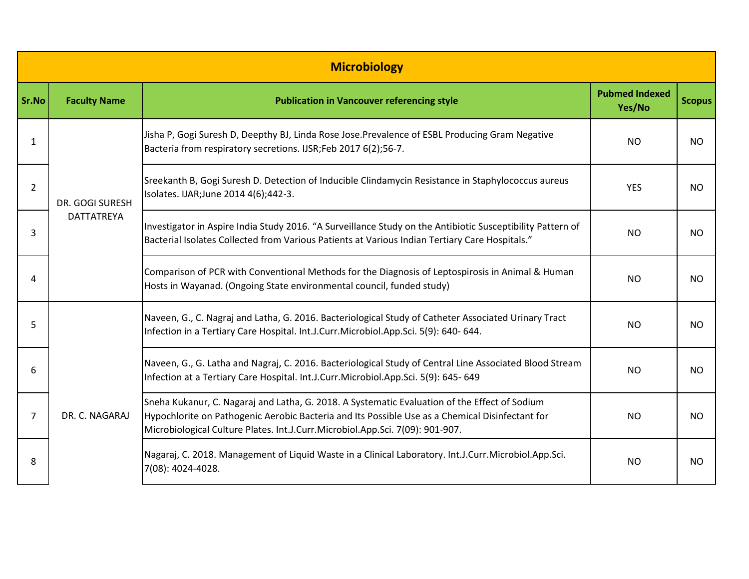| Microbiology | | | | |
|---|---|---|---|---|
| **Sr.No** | **Faculty Name** | **Publication in Vancouver referencing style** | **Pubmed Indexed Yes/No** | **Scopus** |
| 1 | DR. GOGI SURESH DATTATREYA | Jisha P, Gogi Suresh D, Deepthy BJ, Linda Rose Jose.Prevalence of ESBL Producing Gram Negative Bacteria from respiratory secretions. IJSR;Feb 2017 6(2);56-7. | NO | NO |
| 2 | | Sreekanth B, Gogi Suresh D. Detection of Inducible Clindamycin Resistance in Staphylococcus aureus Isolates. IJAR;June 2014 4(6);442-3. | YES | NO |
| 3 | | Investigator in Aspire India Study 2016. "A Surveillance Study on the Antibiotic Susceptibility Pattern of Bacterial Isolates Collected from Various Patients at Various Indian Tertiary Care Hospitals." | NO | NO |
| 4 | | Comparison of PCR with Conventional Methods for the Diagnosis of Leptospirosis in Animal & Human Hosts in Wayanad. (Ongoing State environmental council, funded study) | NO | NO |
| 5 | DR. C. NAGARAJ | Naveen, G., C. Nagraj and Latha, G. 2016. Bacteriological Study of Catheter Associated Urinary Tract Infection in a Tertiary Care Hospital. Int.J.Curr.Microbiol.App.Sci. 5(9): 640- 644. | NO | NO |
| 6 | | Naveen, G., G. Latha and Nagraj, C. 2016. Bacteriological Study of Central Line Associated Blood Stream Infection at a Tertiary Care Hospital. Int.J.Curr.Microbiol.App.Sci. 5(9): 645- 649 | NO | NO |
| 7 | | Sneha Kukanur, C. Nagaraj and Latha, G. 2018. A Systematic Evaluation of the Effect of Sodium Hypochlorite on Pathogenic Aerobic Bacteria and Its Possible Use as a Chemical Disinfectant for Microbiological Culture Plates. Int.J.Curr.Microbiol.App.Sci. 7(09): 901-907. | NO | NO |
| 8 | | Nagaraj, C. 2018. Management of Liquid Waste in a Clinical Laboratory. Int.J.Curr.Microbiol.App.Sci. 7(08): 4024-4028. | NO | NO |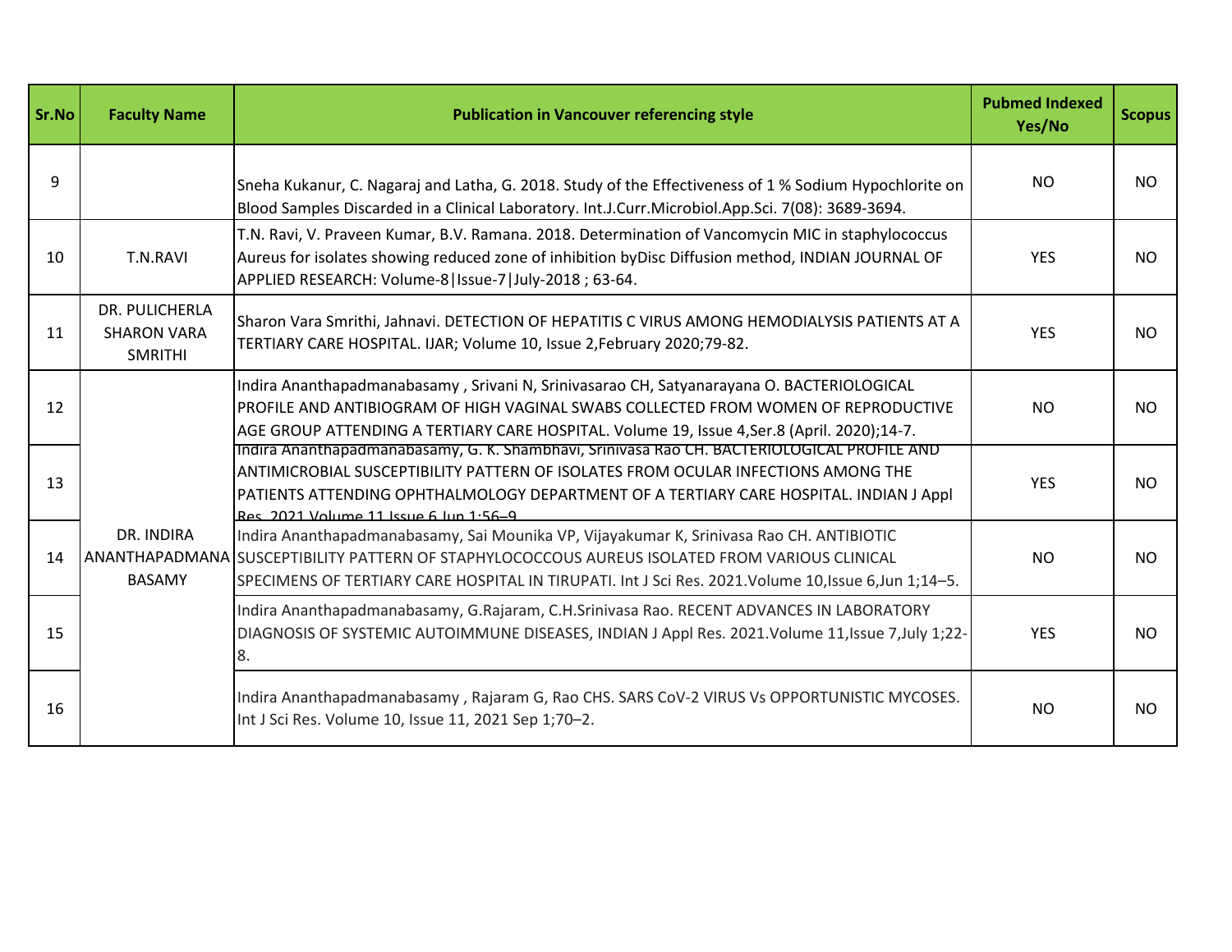| Sr.No | Faculty Name | Publication in Vancouver referencing style | Pubmed Indexed Yes/No | Scopus |
|---|---|---|---|---|
| 9 | | Sneha Kukanur, C. Nagaraj and Latha, G. 2018. Study of the Effectiveness of 1 % Sodium Hypochlorite on Blood Samples Discarded in a Clinical Laboratory. Int.J.Curr.Microbiol.App.Sci. 7(08): 3689-3694. | NO | NO |
| 10 | T.N.RAVI | T.N. Ravi, V. Praveen Kumar, B.V. Ramana. 2018. Determination of Vancomycin MIC in staphylococcus Aureus for isolates showing reduced zone of inhibition byDisc Diffusion method, INDIAN JOURNAL OF APPLIED RESEARCH: Volume-8\|Issue-7\|July-2018 ; 63-64. | YES | NO |
| 11 | DR. PULICHERLA SHARON VARA SMRITHI | Sharon Vara Smrithi, Jahnavi. DETECTION OF HEPATITIS C VIRUS AMONG HEMODIALYSIS PATIENTS AT A TERTIARY CARE HOSPITAL. IJAR; Volume 10, Issue 2,February 2020;79-82. | YES | NO |
| 12 | DR. INDIRA ANANTHAPADMANABASAMY | Indira Ananthapadmanabasamy , Srivani N, Srinivasarao CH, Satyanarayana O. BACTERIOLOGICAL PROFILE AND ANTIBIOGRAM OF HIGH VAGINAL SWABS COLLECTED FROM WOMEN OF REPRODUCTIVE AGE GROUP ATTENDING A TERTIARY CARE HOSPITAL. Volume 19, Issue 4,Ser.8 (April. 2020);14-7. | NO | NO |
| 13 | | Indira Ananthapadmanabasamy, G. K. Shambhavi, Srinivasa Rao CH. BACTERIOLOGICAL PROFILE AND ANTIMICROBIAL SUSCEPTIBILITY PATTERN OF ISOLATES FROM OCULAR INFECTIONS AMONG THE PATIENTS ATTENDING OPHTHALMOLOGY DEPARTMENT OF A TERTIARY CARE HOSPITAL. INDIAN J Appl Res. 2021 Volume 11 Issue 6 Jun 1;56–9 | YES | NO |
| 14 | | Indira Ananthapadmanabasamy, Sai Mounika VP, Vijayakumar K, Srinivasa Rao CH. ANTIBIOTIC SUSCEPTIBILITY PATTERN OF STAPHYLOCOCCOUS AUREUS ISOLATED FROM VARIOUS CLINICAL SPECIMENS OF TERTIARY CARE HOSPITAL IN TIRUPATI. Int J Sci Res. 2021.Volume 10,Issue 6,Jun 1;14–5. | NO | NO |
| 15 | | Indira Ananthapadmanabasamy, G.Rajaram, C.H.Srinivasa Rao. RECENT ADVANCES IN LABORATORY DIAGNOSIS OF SYSTEMIC AUTOIMMUNE DISEASES, INDIAN J Appl Res. 2021.Volume 11,Issue 7,July 1;22-8. | YES | NO |
| 16 | | Indira Ananthapadmanabasamy , Rajaram G, Rao CHS. SARS CoV-2 VIRUS Vs OPPORTUNISTIC MYCOSES. Int J Sci Res. Volume 10, Issue 11, 2021 Sep 1;70–2. | NO | NO |